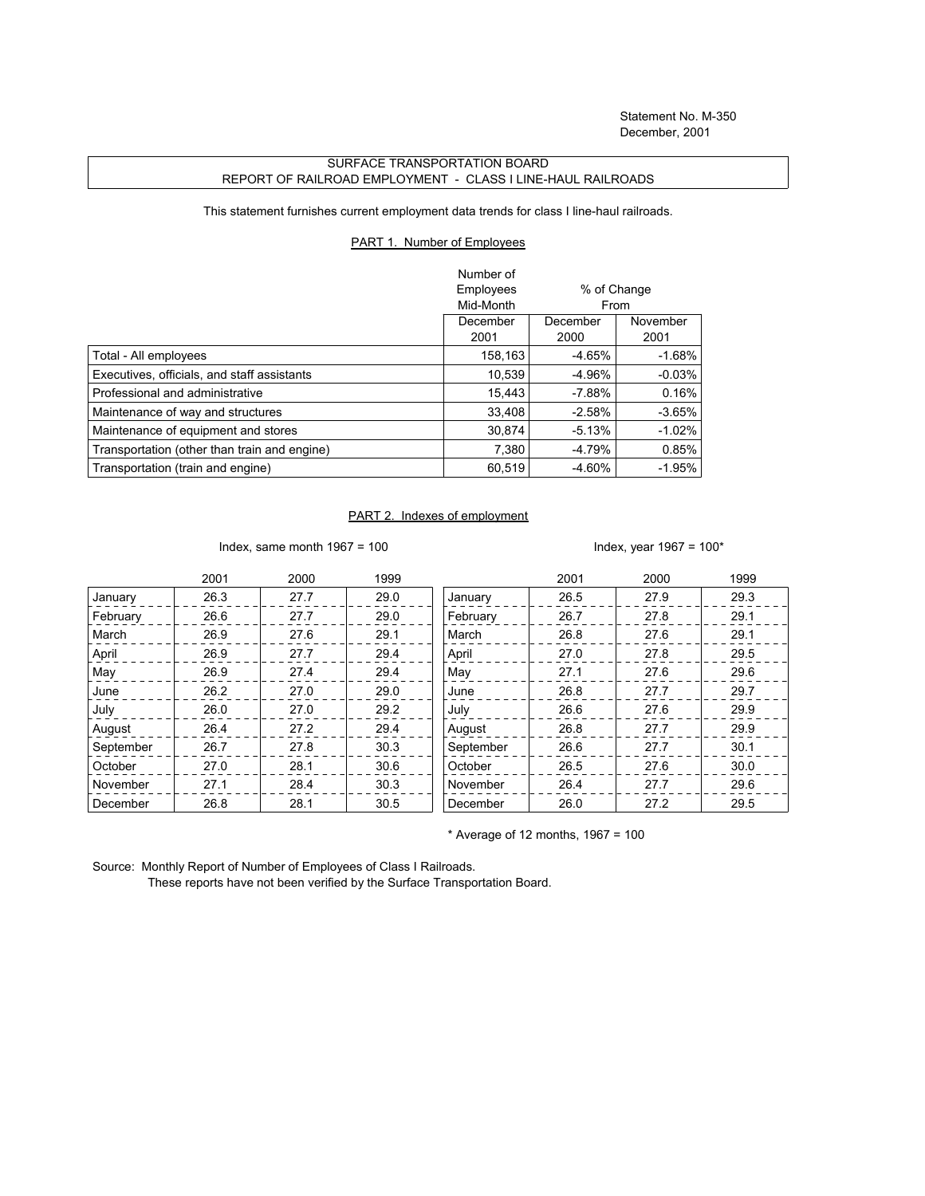Statement No. M-350
December, 2001

SURFACE TRANSPORTATION BOARD
REPORT OF RAILROAD EMPLOYMENT - CLASS I LINE-HAUL RAILROADS

This statement furnishes current employment data trends for class I line-haul railroads.

## PART 1. Number of Employees

| | Number of Employees Mid-Month | % of Change From | |
|---|---|---|---|
| | December 2001 | December 2000 | November 2001 |
| Total - All employees | 158,163 | -4.65% | -1.68% |
| Executives, officials, and staff assistants | 10,539 | -4.96% | -0.03% |
| Professional and administrative | 15,443 | -7.88% | 0.16% |
| Maintenance of way and structures | 33,408 | -2.58% | -3.65% |
| Maintenance of equipment and stores | 30,874 | -5.13% | -1.02% |
| Transportation (other than train and engine) | 7,380 | -4.79% | 0.85% |
| Transportation (train and engine) | 60,519 | -4.60% | -1.95% |

## PART 2. Indexes of employment

Index, same month 1967 = 100

| | 2001 | 2000 | 1999 |
|---|---|---|---|
| January | 26.3 | 27.7 | 29.0 |
| February | 26.6 | 27.7 | 29.0 |
| March | 26.9 | 27.6 | 29.1 |
| April | 26.9 | 27.7 | 29.4 |
| May | 26.9 | 27.4 | 29.4 |
| June | 26.2 | 27.0 | 29.0 |
| July | 26.0 | 27.0 | 29.2 |
| August | 26.4 | 27.2 | 29.4 |
| September | 26.7 | 27.8 | 30.3 |
| October | 27.0 | 28.1 | 30.6 |
| November | 27.1 | 28.4 | 30.3 |
| December | 26.8 | 28.1 | 30.5 |

Index, year 1967 = 100*

| | 2001 | 2000 | 1999 |
|---|---|---|---|
| January | 26.5 | 27.9 | 29.3 |
| February | 26.7 | 27.8 | 29.1 |
| March | 26.8 | 27.6 | 29.1 |
| April | 27.0 | 27.8 | 29.5 |
| May | 27.1 | 27.6 | 29.6 |
| June | 26.8 | 27.7 | 29.7 |
| July | 26.6 | 27.6 | 29.9 |
| August | 26.8 | 27.7 | 29.9 |
| September | 26.6 | 27.7 | 30.1 |
| October | 26.5 | 27.6 | 30.0 |
| November | 26.4 | 27.7 | 29.6 |
| December | 26.0 | 27.2 | 29.5 |

* Average of 12 months, 1967 = 100

Source: Monthly Report of Number of Employees of Class I Railroads.
These reports have not been verified by the Surface Transportation Board.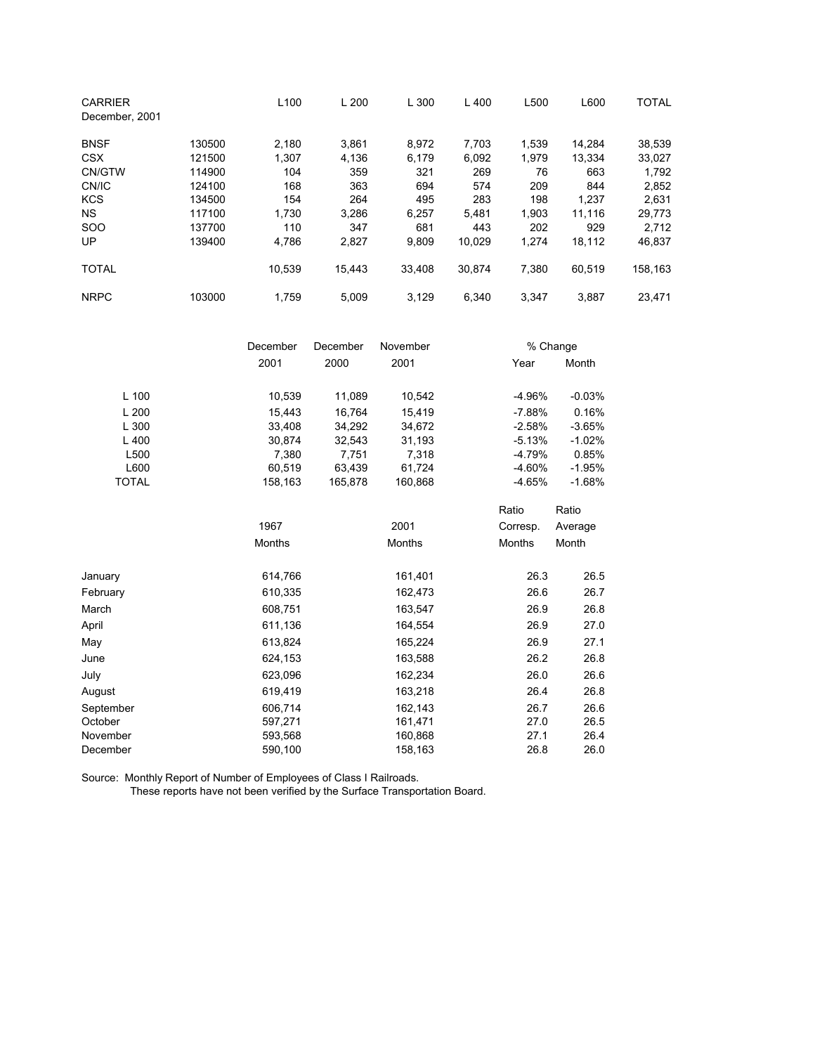| CARRIER<br>December, 2001 | | L100 | L 200 | L 300 | L 400 | L500 | L600 | TOTAL |
|---|---|---|---|---|---|---|---|---|
| BNSF | 130500 | 2,180 | 3,861 | 8,972 | 7,703 | 1,539 | 14,284 | 38,539 |
| CSX | 121500 | 1,307 | 4,136 | 6,179 | 6,092 | 1,979 | 13,334 | 33,027 |
| CN/GTW | 114900 | 104 | 359 | 321 | 269 | 76 | 663 | 1,792 |
| CN/IC | 124100 | 168 | 363 | 694 | 574 | 209 | 844 | 2,852 |
| KCS | 134500 | 154 | 264 | 495 | 283 | 198 | 1,237 | 2,631 |
| NS | 117100 | 1,730 | 3,286 | 6,257 | 5,481 | 1,903 | 11,116 | 29,773 |
| SOO | 137700 | 110 | 347 | 681 | 443 | 202 | 929 | 2,712 |
| UP | 139400 | 4,786 | 2,827 | 9,809 | 10,029 | 1,274 | 18,112 | 46,837 |
| TOTAL | | 10,539 | 15,443 | 33,408 | 30,874 | 7,380 | 60,519 | 158,163 |
| NRPC | 103000 | 1,759 | 5,009 | 3,129 | 6,340 | 3,347 | 3,887 | 23,471 |

| | December 2001 | December 2000 | November 2001 | % Change Year | % Change Month |
|---|---|---|---|---|---|
| L 100 | 10,539 | 11,089 | 10,542 | -4.96% | -0.03% |
| L 200 | 15,443 | 16,764 | 15,419 | -7.88% | 0.16% |
| L 300 | 33,408 | 34,292 | 34,672 | -2.58% | -3.65% |
| L 400 | 30,874 | 32,543 | 31,193 | -5.13% | -1.02% |
| L500 | 7,380 | 7,751 | 7,318 | -4.79% | 0.85% |
| L600 | 60,519 | 63,439 | 61,724 | -4.60% | -1.95% |
| TOTAL | 158,163 | 165,878 | 160,868 | -4.65% | -1.68% |

| | 1967 Months | 2001 Months | Ratio Corresp. Months | Ratio Average Month |
|---|---|---|---|---|
| January | 614,766 | 161,401 | 26.3 | 26.5 |
| February | 610,335 | 162,473 | 26.6 | 26.7 |
| March | 608,751 | 163,547 | 26.9 | 26.8 |
| April | 611,136 | 164,554 | 26.9 | 27.0 |
| May | 613,824 | 165,224 | 26.9 | 27.1 |
| June | 624,153 | 163,588 | 26.2 | 26.8 |
| July | 623,096 | 162,234 | 26.0 | 26.6 |
| August | 619,419 | 163,218 | 26.4 | 26.8 |
| September | 606,714 | 162,143 | 26.7 | 26.6 |
| October | 597,271 | 161,471 | 27.0 | 26.5 |
| November | 593,568 | 160,868 | 27.1 | 26.4 |
| December | 590,100 | 158,163 | 26.8 | 26.0 |

Source: Monthly Report of Number of Employees of Class I Railroads.
These reports have not been verified by the Surface Transportation Board.